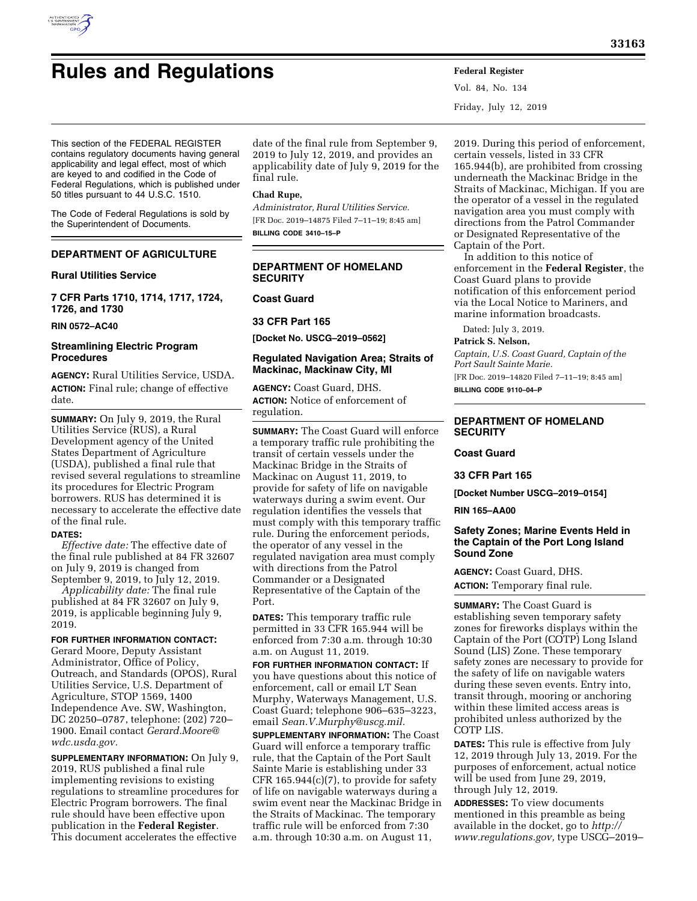# Rules and Regulations

This section of the FEDERAL REGISTER contains regulatory documents having general applicability and legal effect, most of which are keyed to and codified in the Code of Federal Regulations, which is published under 50 titles pursuant to 44 U.S.C. 1510.

The Code of Federal Regulations is sold by the Superintendent of Documents.

## DEPARTMENT OF AGRICULTURE

### Rural Utilities Service

### 7 CFR Parts 1710, 1714, 1717, 1724, 1726, and 1730

**RIN 0572–AC40**

### Streamlining Electric Program Procedures

**AGENCY:** Rural Utilities Service, USDA.

**ACTION:** Final rule; change of effective date.

**SUMMARY:** On July 9, 2019, the Rural Utilities Service (RUS), a Rural Development agency of the United States Department of Agriculture (USDA), published a final rule that revised several regulations to streamline its procedures for Electric Program borrowers. RUS has determined it is necessary to accelerate the effective date of the final rule.

**DATES:**

*Effective date:* The effective date of the final rule published at 84 FR 32607 on July 9, 2019 is changed from September 9, 2019, to July 12, 2019.

*Applicability date:* The final rule published at 84 FR 32607 on July 9, 2019, is applicable beginning July 9, 2019.

**FOR FURTHER INFORMATION CONTACT:** Gerard Moore, Deputy Assistant Administrator, Office of Policy, Outreach, and Standards (OPOS), Rural Utilities Service, U.S. Department of Agriculture, STOP 1569, 1400 Independence Ave. SW, Washington, DC 20250–0787, telephone: (202) 720–1900. Email contact *Gerard.Moore@wdc.usda.gov.*

**SUPPLEMENTARY INFORMATION:** On July 9, 2019, RUS published a final rule implementing revisions to existing regulations to streamline procedures for Electric Program borrowers. The final rule should have been effective upon publication in the **Federal Register**. This document accelerates the effective date of the final rule from September 9, 2019 to July 12, 2019, and provides an applicability date of July 9, 2019 for the final rule.

**Chad Rupe,**

*Administrator, Rural Utilities Service.*

[FR Doc. 2019–14875 Filed 7–11–19; 8:45 am]

**BILLING CODE 3410–15–P**

## DEPARTMENT OF HOMELAND SECURITY

### Coast Guard

### 33 CFR Part 165

**[Docket No. USCG–2019–0562]**

### Regulated Navigation Area; Straits of Mackinac, Mackinaw City, MI

**AGENCY:** Coast Guard, DHS.

**ACTION:** Notice of enforcement of regulation.

**SUMMARY:** The Coast Guard will enforce a temporary traffic rule prohibiting the transit of certain vessels under the Mackinac Bridge in the Straits of Mackinac on August 11, 2019, to provide for safety of life on navigable waterways during a swim event. Our regulation identifies the vessels that must comply with this temporary traffic rule. During the enforcement periods, the operator of any vessel in the regulated navigation area must comply with directions from the Patrol Commander or a Designated Representative of the Captain of the Port.

**DATES:** This temporary traffic rule permitted in 33 CFR 165.944 will be enforced from 7:30 a.m. through 10:30 a.m. on August 11, 2019.

**FOR FURTHER INFORMATION CONTACT:** If you have questions about this notice of enforcement, call or email LT Sean Murphy, Waterways Management, U.S. Coast Guard; telephone 906–635–3223, email *Sean.V.Murphy@uscg.mil.*

**SUPPLEMENTARY INFORMATION:** The Coast Guard will enforce a temporary traffic rule, that the Captain of the Port Sault Sainte Marie is establishing under 33 CFR 165.944(c)(7), to provide for safety of life on navigable waterways during a swim event near the Mackinac Bridge in the Straits of Mackinac. The temporary traffic rule will be enforced from 7:30 a.m. through 10:30 a.m. on August 11, 2019. During this period of enforcement, certain vessels, listed in 33 CFR 165.944(b), are prohibited from crossing underneath the Mackinac Bridge in the Straits of Mackinac, Michigan. If you are the operator of a vessel in the regulated navigation area you must comply with directions from the Patrol Commander or Designated Representative of the Captain of the Port.

In addition to this notice of enforcement in the **Federal Register**, the Coast Guard plans to provide notification of this enforcement period via the Local Notice to Mariners, and marine information broadcasts.

Dated: July 3, 2019.

**Patrick S. Nelson,**

*Captain, U.S. Coast Guard, Captain of the Port Sault Sainte Marie.*

[FR Doc. 2019–14820 Filed 7–11–19; 8:45 am]

**BILLING CODE 9110–04–P**

## DEPARTMENT OF HOMELAND SECURITY

### Coast Guard

### 33 CFR Part 165

**[Docket Number USCG–2019–0154]**

**RIN 165–AA00**

### Safety Zones; Marine Events Held in the Captain of the Port Long Island Sound Zone

**AGENCY:** Coast Guard, DHS.

**ACTION:** Temporary final rule.

**SUMMARY:** The Coast Guard is establishing seven temporary safety zones for fireworks displays within the Captain of the Port (COTP) Long Island Sound (LIS) Zone. These temporary safety zones are necessary to provide for the safety of life on navigable waters during these seven events. Entry into, transit through, mooring or anchoring within these limited access areas is prohibited unless authorized by the COTP LIS.

**DATES:** This rule is effective from July 12, 2019 through July 13, 2019. For the purposes of enforcement, actual notice will be used from June 29, 2019, through July 12, 2019.

**ADDRESSES:** To view documents mentioned in this preamble as being available in the docket, go to *http://www.regulations.gov,* type USCG–2019–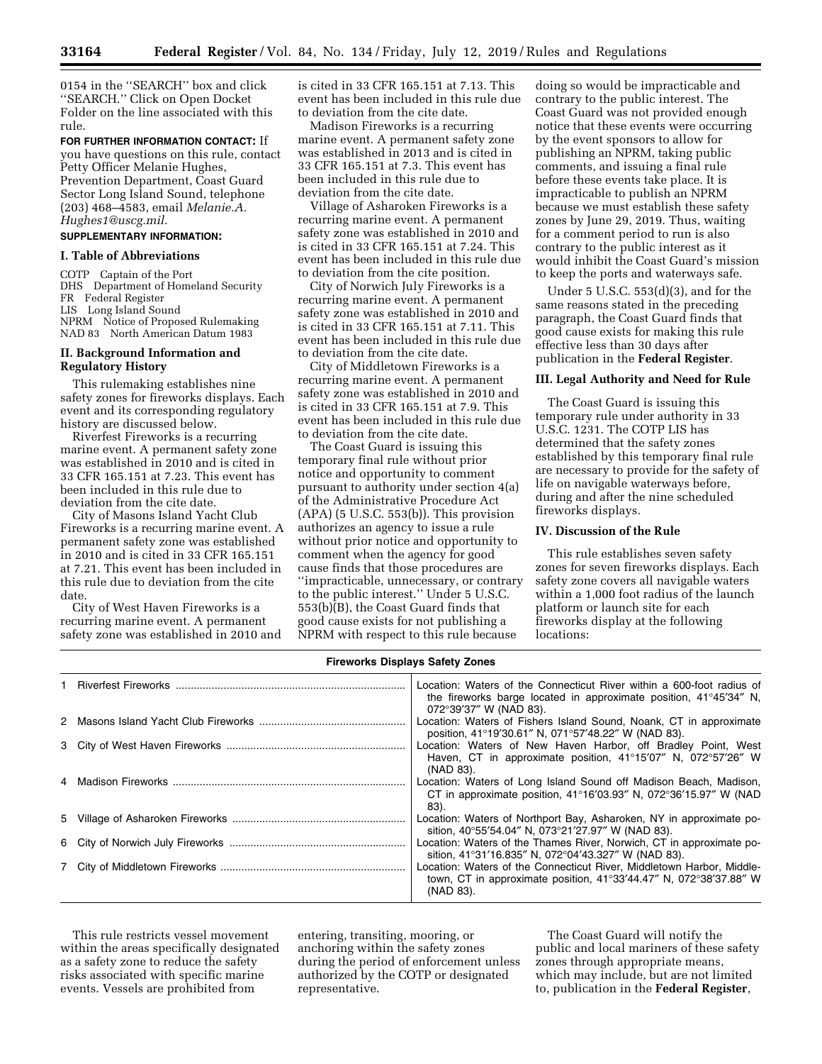0154 in the ''SEARCH'' box and click ''SEARCH.'' Click on Open Docket Folder on the line associated with this rule.

**FOR FURTHER INFORMATION CONTACT:** If you have questions on this rule, contact Petty Officer Melanie Hughes, Prevention Department, Coast Guard Sector Long Island Sound, telephone (203) 468–4583, email *Melanie.A.Hughes1@uscg.mil.*

**SUPPLEMENTARY INFORMATION:**

## I. Table of Abbreviations

COTP Captain of the Port
DHS Department of Homeland Security
FR Federal Register
LIS Long Island Sound
NPRM Notice of Proposed Rulemaking
NAD 83 North American Datum 1983

## II. Background Information and Regulatory History

This rulemaking establishes nine safety zones for fireworks displays. Each event and its corresponding regulatory history are discussed below.

Riverfest Fireworks is a recurring marine event. A permanent safety zone was established in 2010 and is cited in 33 CFR 165.151 at 7.23. This event has been included in this rule due to deviation from the cite date.

City of Masons Island Yacht Club Fireworks is a recurring marine event. A permanent safety zone was established in 2010 and is cited in 33 CFR 165.151 at 7.21. This event has been included in this rule due to deviation from the cite date.

City of West Haven Fireworks is a recurring marine event. A permanent safety zone was established in 2010 and is cited in 33 CFR 165.151 at 7.13. This event has been included in this rule due to deviation from the cite date.

Madison Fireworks is a recurring marine event. A permanent safety zone was established in 2013 and is cited in 33 CFR 165.151 at 7.3. This event has been included in this rule due to deviation from the cite date.

Village of Asharoken Fireworks is a recurring marine event. A permanent safety zone was established in 2010 and is cited in 33 CFR 165.151 at 7.24. This event has been included in this rule due to deviation from the cite position.

City of Norwich July Fireworks is a recurring marine event. A permanent safety zone was established in 2010 and is cited in 33 CFR 165.151 at 7.11. This event has been included in this rule due to deviation from the cite date.

City of Middletown Fireworks is a recurring marine event. A permanent safety zone was established in 2010 and is cited in 33 CFR 165.151 at 7.9. This event has been included in this rule due to deviation from the cite date.

The Coast Guard is issuing this temporary final rule without prior notice and opportunity to comment pursuant to authority under section 4(a) of the Administrative Procedure Act (APA) (5 U.S.C. 553(b)). This provision authorizes an agency to issue a rule without prior notice and opportunity to comment when the agency for good cause finds that those procedures are ''impracticable, unnecessary, or contrary to the public interest.'' Under 5 U.S.C. 553(b)(B), the Coast Guard finds that good cause exists for not publishing a NPRM with respect to this rule because doing so would be impracticable and contrary to the public interest. The Coast Guard was not provided enough notice that these events were occurring by the event sponsors to allow for publishing an NPRM, taking public comments, and issuing a final rule before these events take place. It is impracticable to publish an NPRM because we must establish these safety zones by June 29, 2019. Thus, waiting for a comment period to run is also contrary to the public interest as it would inhibit the Coast Guard's mission to keep the ports and waterways safe.

Under 5 U.S.C. 553(d)(3), and for the same reasons stated in the preceding paragraph, the Coast Guard finds that good cause exists for making this rule effective less than 30 days after publication in the **Federal Register**.

## III. Legal Authority and Need for Rule

The Coast Guard is issuing this temporary rule under authority in 33 U.S.C. 1231. The COTP LIS has determined that the safety zones established by this temporary final rule are necessary to provide for the safety of life on navigable waterways before, during and after the nine scheduled fireworks displays.

## IV. Discussion of the Rule

This rule establishes seven safety zones for seven fireworks displays. Each safety zone covers all navigable waters within a 1,000 foot radius of the launch platform or launch site for each fireworks display at the following locations:

**Fireworks Displays Safety Zones**

| Event | Location |
|---|---|
| 1 Riverfest Fireworks | Location: Waters of the Connecticut River within a 600-foot radius of the fireworks barge located in approximate position, 41°45′34″ N, 072°39′37″ W (NAD 83). |
| 2 Masons Island Yacht Club Fireworks | Location: Waters of Fishers Island Sound, Noank, CT in approximate position, 41°19′30.61″ N, 071°57′48.22″ W (NAD 83). |
| 3 City of West Haven Fireworks | Location: Waters of New Haven Harbor, off Bradley Point, West Haven, CT in approximate position, 41°15′07″ N, 072°57′26″ W (NAD 83). |
| 4 Madison Fireworks | Location: Waters of Long Island Sound off Madison Beach, Madison, CT in approximate position, 41°16′03.93″ N, 072°36′15.97″ W (NAD 83). |
| 5 Village of Asharoken Fireworks | Location: Waters of Northport Bay, Asharoken, NY in approximate position, 40°55′54.04″ N, 073°21′27.97″ W (NAD 83). |
| 6 City of Norwich July Fireworks | Location: Waters of the Thames River, Norwich, CT in approximate position, 41°31′16.835″ N, 072°04′43.327″ W (NAD 83). |
| 7 City of Middletown Fireworks | Location: Waters of the Connecticut River, Middletown Harbor, Middletown, CT in approximate position, 41°33′44.47″ N, 072°38′37.88″ W (NAD 83). |

This rule restricts vessel movement within the areas specifically designated as a safety zone to reduce the safety risks associated with specific marine events. Vessels are prohibited from entering, transiting, mooring, or anchoring within the safety zones during the period of enforcement unless authorized by the COTP or designated representative.

The Coast Guard will notify the public and local mariners of these safety zones through appropriate means, which may include, but are not limited to, publication in the **Federal Register**,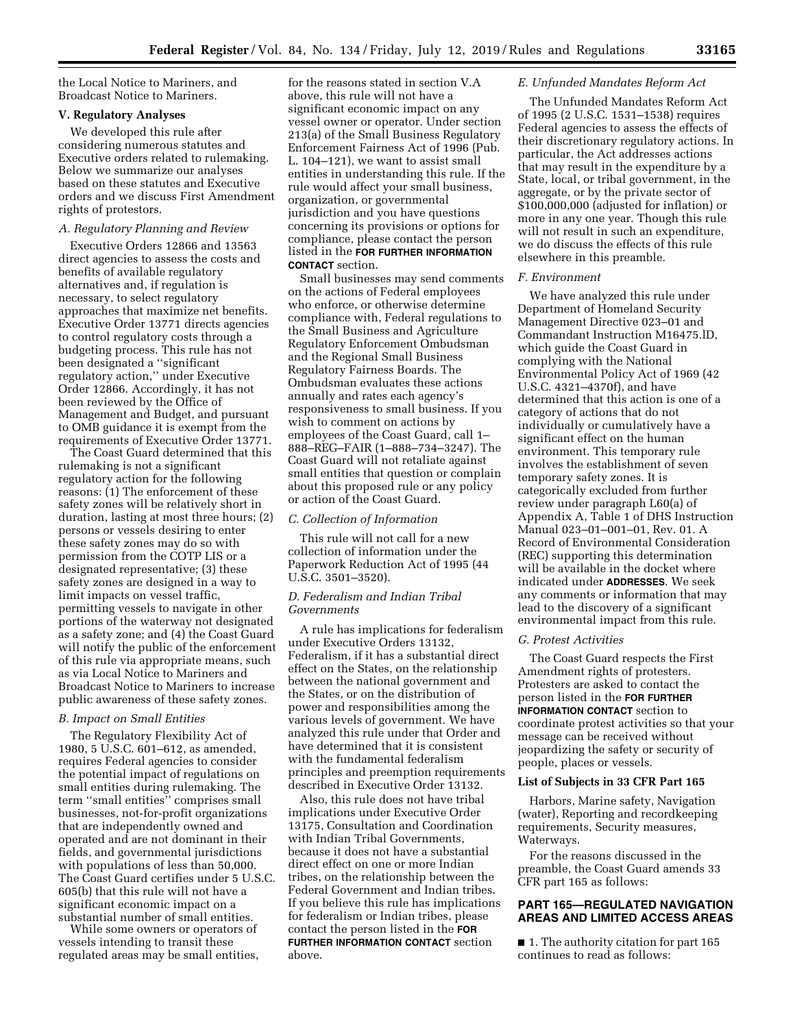the Local Notice to Mariners, and Broadcast Notice to Mariners.

## V. Regulatory Analyses

We developed this rule after considering numerous statutes and Executive orders related to rulemaking. Below we summarize our analyses based on these statutes and Executive orders and we discuss First Amendment rights of protestors.

### *A. Regulatory Planning and Review*

Executive Orders 12866 and 13563 direct agencies to assess the costs and benefits of available regulatory alternatives and, if regulation is necessary, to select regulatory approaches that maximize net benefits. Executive Order 13771 directs agencies to control regulatory costs through a budgeting process. This rule has not been designated a ''significant regulatory action,'' under Executive Order 12866. Accordingly, it has not been reviewed by the Office of Management and Budget, and pursuant to OMB guidance it is exempt from the requirements of Executive Order 13771.

The Coast Guard determined that this rulemaking is not a significant regulatory action for the following reasons: (1) The enforcement of these safety zones will be relatively short in duration, lasting at most three hours; (2) persons or vessels desiring to enter these safety zones may do so with permission from the COTP LIS or a designated representative; (3) these safety zones are designed in a way to limit impacts on vessel traffic, permitting vessels to navigate in other portions of the waterway not designated as a safety zone; and (4) the Coast Guard will notify the public of the enforcement of this rule via appropriate means, such as via Local Notice to Mariners and Broadcast Notice to Mariners to increase public awareness of these safety zones.

### *B. Impact on Small Entities*

The Regulatory Flexibility Act of 1980, 5 U.S.C. 601–612, as amended, requires Federal agencies to consider the potential impact of regulations on small entities during rulemaking. The term ''small entities'' comprises small businesses, not-for-profit organizations that are independently owned and operated and are not dominant in their fields, and governmental jurisdictions with populations of less than 50,000. The Coast Guard certifies under 5 U.S.C. 605(b) that this rule will not have a significant economic impact on a substantial number of small entities.

While some owners or operators of vessels intending to transit these regulated areas may be small entities, for the reasons stated in section V.A above, this rule will not have a significant economic impact on any vessel owner or operator. Under section 213(a) of the Small Business Regulatory Enforcement Fairness Act of 1996 (Pub. L. 104–121), we want to assist small entities in understanding this rule. If the rule would affect your small business, organization, or governmental jurisdiction and you have questions concerning its provisions or options for compliance, please contact the person listed in the **FOR FURTHER INFORMATION CONTACT** section.

Small businesses may send comments on the actions of Federal employees who enforce, or otherwise determine compliance with, Federal regulations to the Small Business and Agriculture Regulatory Enforcement Ombudsman and the Regional Small Business Regulatory Fairness Boards. The Ombudsman evaluates these actions annually and rates each agency's responsiveness to small business. If you wish to comment on actions by employees of the Coast Guard, call 1–888–REG–FAIR (1–888–734–3247). The Coast Guard will not retaliate against small entities that question or complain about this proposed rule or any policy or action of the Coast Guard.

### *C. Collection of Information*

This rule will not call for a new collection of information under the Paperwork Reduction Act of 1995 (44 U.S.C. 3501–3520).

### *D. Federalism and Indian Tribal Governments*

A rule has implications for federalism under Executive Orders 13132, Federalism, if it has a substantial direct effect on the States, on the relationship between the national government and the States, or on the distribution of power and responsibilities among the various levels of government. We have analyzed this rule under that Order and have determined that it is consistent with the fundamental federalism principles and preemption requirements described in Executive Order 13132.

Also, this rule does not have tribal implications under Executive Order 13175, Consultation and Coordination with Indian Tribal Governments, because it does not have a substantial direct effect on one or more Indian tribes, on the relationship between the Federal Government and Indian tribes. If you believe this rule has implications for federalism or Indian tribes, please contact the person listed in the **FOR FURTHER INFORMATION CONTACT** section above.

### *E. Unfunded Mandates Reform Act*

The Unfunded Mandates Reform Act of 1995 (2 U.S.C. 1531–1538) requires Federal agencies to assess the effects of their discretionary regulatory actions. In particular, the Act addresses actions that may result in the expenditure by a State, local, or tribal government, in the aggregate, or by the private sector of $100,000,000 (adjusted for inflation) or more in any one year. Though this rule will not result in such an expenditure, we do discuss the effects of this rule elsewhere in this preamble.

### *F. Environment*

We have analyzed this rule under Department of Homeland Security Management Directive 023–01 and Commandant Instruction M16475.lD, which guide the Coast Guard in complying with the National Environmental Policy Act of 1969 (42 U.S.C. 4321–4370f), and have determined that this action is one of a category of actions that do not individually or cumulatively have a significant effect on the human environment. This temporary rule involves the establishment of seven temporary safety zones. It is categorically excluded from further review under paragraph L60(a) of Appendix A, Table 1 of DHS Instruction Manual 023–01–001–01, Rev. 01. A Record of Environmental Consideration (REC) supporting this determination will be available in the docket where indicated under **ADDRESSES**. We seek any comments or information that may lead to the discovery of a significant environmental impact from this rule.

### *G. Protest Activities*

The Coast Guard respects the First Amendment rights of protesters. Protesters are asked to contact the person listed in the **FOR FURTHER INFORMATION CONTACT** section to coordinate protest activities so that your message can be received without jeopardizing the safety or security of people, places or vessels.

### List of Subjects in 33 CFR Part 165

Harbors, Marine safety, Navigation (water), Reporting and recordkeeping requirements, Security measures, Waterways.

For the reasons discussed in the preamble, the Coast Guard amends 33 CFR part 165 as follows:

## PART 165—REGULATED NAVIGATION AREAS AND LIMITED ACCESS AREAS

■ 1. The authority citation for part 165 continues to read as follows: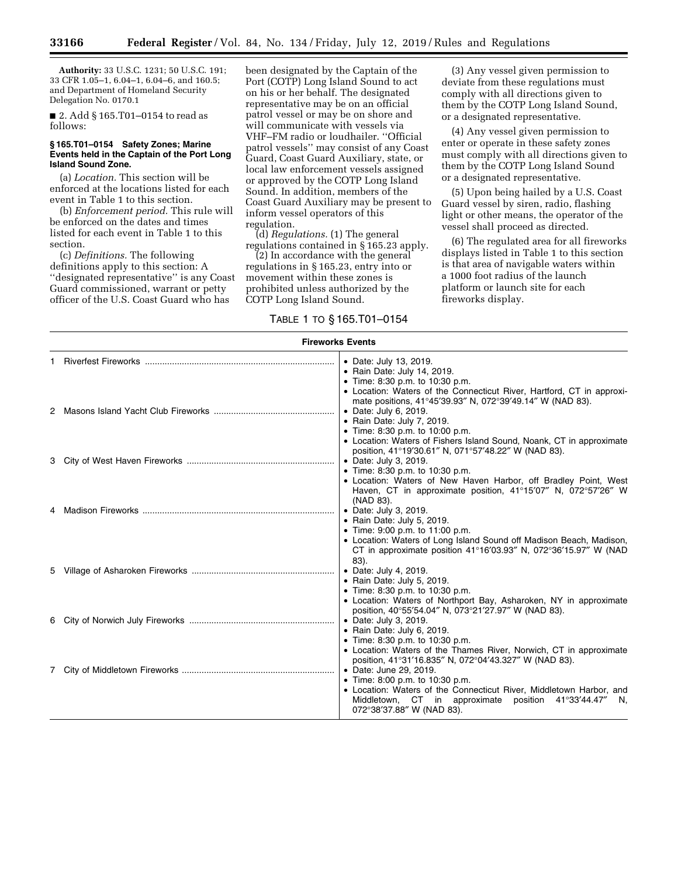**Authority:** 33 U.S.C. 1231; 50 U.S.C. 191; 33 CFR 1.05–1, 6.04–1, 6.04–6, and 160.5; and Department of Homeland Security Delegation No. 0170.1

■ 2. Add § 165.T01–0154 to read as follows:

#### § 165.T01–0154 Safety Zones; Marine Events held in the Captain of the Port Long Island Sound Zone.

(a) *Location.* This section will be enforced at the locations listed for each event in Table 1 to this section.

(b) *Enforcement period.* This rule will be enforced on the dates and times listed for each event in Table 1 to this section.

(c) *Definitions.* The following definitions apply to this section: A ''designated representative'' is any Coast Guard commissioned, warrant or petty officer of the U.S. Coast Guard who has been designated by the Captain of the Port (COTP) Long Island Sound to act on his or her behalf. The designated representative may be on an official patrol vessel or may be on shore and will communicate with vessels via VHF–FM radio or loudhailer. ''Official patrol vessels'' may consist of any Coast Guard, Coast Guard Auxiliary, state, or local law enforcement vessels assigned or approved by the COTP Long Island Sound. In addition, members of the Coast Guard Auxiliary may be present to inform vessel operators of this regulation.

(d) *Regulations.* (1) The general regulations contained in § 165.23 apply.

(2) In accordance with the general regulations in § 165.23, entry into or movement within these zones is prohibited unless authorized by the COTP Long Island Sound.

(3) Any vessel given permission to deviate from these regulations must comply with all directions given to them by the COTP Long Island Sound, or a designated representative.

(4) Any vessel given permission to enter or operate in these safety zones must comply with all directions given to them by the COTP Long Island Sound or a designated representative.

(5) Upon being hailed by a U.S. Coast Guard vessel by siren, radio, flashing light or other means, the operator of the vessel shall proceed as directed.

(6) The regulated area for all fireworks displays listed in Table 1 to this section is that area of navigable waters within a 1000 foot radius of the launch platform or launch site for each fireworks display.

TABLE 1 TO § 165.T01–0154

| Fireworks Events | |
|---|---|
| 1 Riverfest Fireworks | • Date: July 13, 2019.<br>• Rain Date: July 14, 2019.<br>• Time: 8:30 p.m. to 10:30 p.m.<br>• Location: Waters of the Connecticut River, Hartford, CT in approximate positions, 41°45′39.93″ N, 072°39′49.14″ W (NAD 83). |
| 2 Masons Island Yacht Club Fireworks | • Date: July 6, 2019.<br>• Rain Date: July 7, 2019.<br>• Time: 8:30 p.m. to 10:00 p.m.<br>• Location: Waters of Fishers Island Sound, Noank, CT in approximate position, 41°19′30.61″ N, 071°57′48.22″ W (NAD 83). |
| 3 City of West Haven Fireworks | • Date: July 3, 2019.<br>• Time: 8:30 p.m. to 10:30 p.m.<br>• Location: Waters of New Haven Harbor, off Bradley Point, West Haven, CT in approximate position, 41°15′07″ N, 072°57′26″ W (NAD 83). |
| 4 Madison Fireworks | • Date: July 3, 2019.<br>• Rain Date: July 5, 2019.<br>• Time: 9:00 p.m. to 11:00 p.m.<br>• Location: Waters of Long Island Sound off Madison Beach, Madison, CT in approximate position 41°16′03.93″ N, 072°36′15.97″ W (NAD 83). |
| 5 Village of Asharoken Fireworks | • Date: July 4, 2019.<br>• Rain Date: July 5, 2019.<br>• Time: 8:30 p.m. to 10:30 p.m.<br>• Location: Waters of Northport Bay, Asharoken, NY in approximate position, 40°55′54.04″ N, 073°21′27.97″ W (NAD 83). |
| 6 City of Norwich July Fireworks | • Date: July 3, 2019.<br>• Rain Date: July 6, 2019.<br>• Time: 8:30 p.m. to 10:30 p.m.<br>• Location: Waters of the Thames River, Norwich, CT in approximate position, 41°31′16.835″ N, 072°04′43.327″ W (NAD 83). |
| 7 City of Middletown Fireworks | • Date: June 29, 2019.<br>• Time: 8:00 p.m. to 10:30 p.m.<br>• Location: Waters of the Connecticut River, Middletown Harbor, and Middletown, CT in approximate position 41°33′44.47″ N, 072°38′37.88″ W (NAD 83). |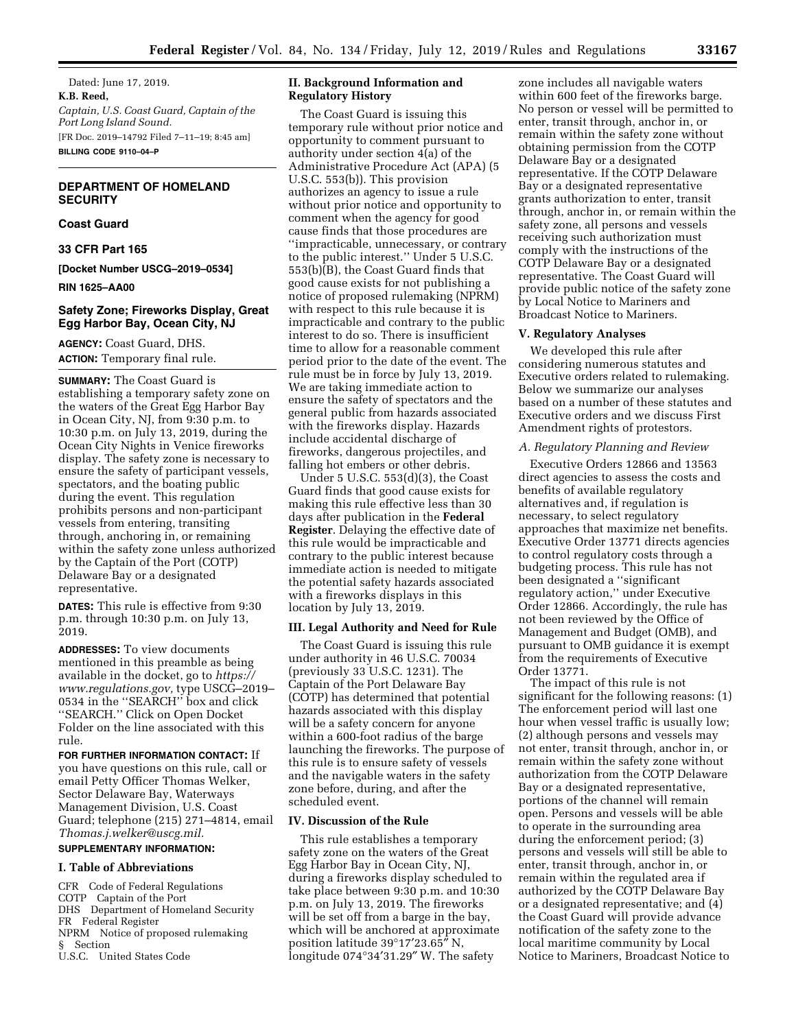Dated: June 17, 2019.

**K.B. Reed,**

*Captain, U.S. Coast Guard, Captain of the Port Long Island Sound.*

[FR Doc. 2019–14792 Filed 7–11–19; 8:45 am]

**BILLING CODE 9110–04–P**

## DEPARTMENT OF HOMELAND SECURITY

### Coast Guard

### 33 CFR Part 165

**[Docket Number USCG–2019–0534]**

**RIN 1625–AA00**

### Safety Zone; Fireworks Display, Great Egg Harbor Bay, Ocean City, NJ

**AGENCY:** Coast Guard, DHS.

**ACTION:** Temporary final rule.

**SUMMARY:** The Coast Guard is establishing a temporary safety zone on the waters of the Great Egg Harbor Bay in Ocean City, NJ, from 9:30 p.m. to 10:30 p.m. on July 13, 2019, during the Ocean City Nights in Venice fireworks display. The safety zone is necessary to ensure the safety of participant vessels, spectators, and the boating public during the event. This regulation prohibits persons and non-participant vessels from entering, transiting through, anchoring in, or remaining within the safety zone unless authorized by the Captain of the Port (COTP) Delaware Bay or a designated representative.

**DATES:** This rule is effective from 9:30 p.m. through 10:30 p.m. on July 13, 2019.

**ADDRESSES:** To view documents mentioned in this preamble as being available in the docket, go to *https://www.regulations.gov,* type USCG–2019–0534 in the ''SEARCH'' box and click ''SEARCH.'' Click on Open Docket Folder on the line associated with this rule.

**FOR FURTHER INFORMATION CONTACT:** If you have questions on this rule, call or email Petty Officer Thomas Welker, Sector Delaware Bay, Waterways Management Division, U.S. Coast Guard; telephone (215) 271–4814, email *Thomas.j.welker@uscg.mil.*

**SUPPLEMENTARY INFORMATION:**

### I. Table of Abbreviations

CFR Code of Federal Regulations
COTP Captain of the Port
DHS Department of Homeland Security
FR Federal Register
NPRM Notice of proposed rulemaking
§ Section
U.S.C. United States Code

### II. Background Information and Regulatory History

The Coast Guard is issuing this temporary rule without prior notice and opportunity to comment pursuant to authority under section 4(a) of the Administrative Procedure Act (APA) (5 U.S.C. 553(b)). This provision authorizes an agency to issue a rule without prior notice and opportunity to comment when the agency for good cause finds that those procedures are ''impracticable, unnecessary, or contrary to the public interest.'' Under 5 U.S.C. 553(b)(B), the Coast Guard finds that good cause exists for not publishing a notice of proposed rulemaking (NPRM) with respect to this rule because it is impracticable and contrary to the public interest to do so. There is insufficient time to allow for a reasonable comment period prior to the date of the event. The rule must be in force by July 13, 2019. We are taking immediate action to ensure the safety of spectators and the general public from hazards associated with the fireworks display. Hazards include accidental discharge of fireworks, dangerous projectiles, and falling hot embers or other debris.

Under 5 U.S.C. 553(d)(3), the Coast Guard finds that good cause exists for making this rule effective less than 30 days after publication in the **Federal Register**. Delaying the effective date of this rule would be impracticable and contrary to the public interest because immediate action is needed to mitigate the potential safety hazards associated with a fireworks displays in this location by July 13, 2019.

### III. Legal Authority and Need for Rule

The Coast Guard is issuing this rule under authority in 46 U.S.C. 70034 (previously 33 U.S.C. 1231). The Captain of the Port Delaware Bay (COTP) has determined that potential hazards associated with this display will be a safety concern for anyone within a 600-foot radius of the barge launching the fireworks. The purpose of this rule is to ensure safety of vessels and the navigable waters in the safety zone before, during, and after the scheduled event.

### IV. Discussion of the Rule

This rule establishes a temporary safety zone on the waters of the Great Egg Harbor Bay in Ocean City, NJ, during a fireworks display scheduled to take place between 9:30 p.m. and 10:30 p.m. on July 13, 2019. The fireworks will be set off from a barge in the bay, which will be anchored at approximate position latitude 39°17′23.65″ N, longitude 074°34′31.29″ W. The safety zone includes all navigable waters within 600 feet of the fireworks barge. No person or vessel will be permitted to enter, transit through, anchor in, or remain within the safety zone without obtaining permission from the COTP Delaware Bay or a designated representative. If the COTP Delaware Bay or a designated representative grants authorization to enter, transit through, anchor in, or remain within the safety zone, all persons and vessels receiving such authorization must comply with the instructions of the COTP Delaware Bay or a designated representative. The Coast Guard will provide public notice of the safety zone by Local Notice to Mariners and Broadcast Notice to Mariners.

### V. Regulatory Analyses

We developed this rule after considering numerous statutes and Executive orders related to rulemaking. Below we summarize our analyses based on a number of these statutes and Executive orders and we discuss First Amendment rights of protestors.

*A. Regulatory Planning and Review*

Executive Orders 12866 and 13563 direct agencies to assess the costs and benefits of available regulatory alternatives and, if regulation is necessary, to select regulatory approaches that maximize net benefits. Executive Order 13771 directs agencies to control regulatory costs through a budgeting process. This rule has not been designated a ''significant regulatory action,'' under Executive Order 12866. Accordingly, the rule has not been reviewed by the Office of Management and Budget (OMB), and pursuant to OMB guidance it is exempt from the requirements of Executive Order 13771.

The impact of this rule is not significant for the following reasons: (1) The enforcement period will last one hour when vessel traffic is usually low; (2) although persons and vessels may not enter, transit through, anchor in, or remain within the safety zone without authorization from the COTP Delaware Bay or a designated representative, portions of the channel will remain open. Persons and vessels will be able to operate in the surrounding area during the enforcement period; (3) persons and vessels will still be able to enter, transit through, anchor in, or remain within the regulated area if authorized by the COTP Delaware Bay or a designated representative; and (4) the Coast Guard will provide advance notification of the safety zone to the local maritime community by Local Notice to Mariners, Broadcast Notice to